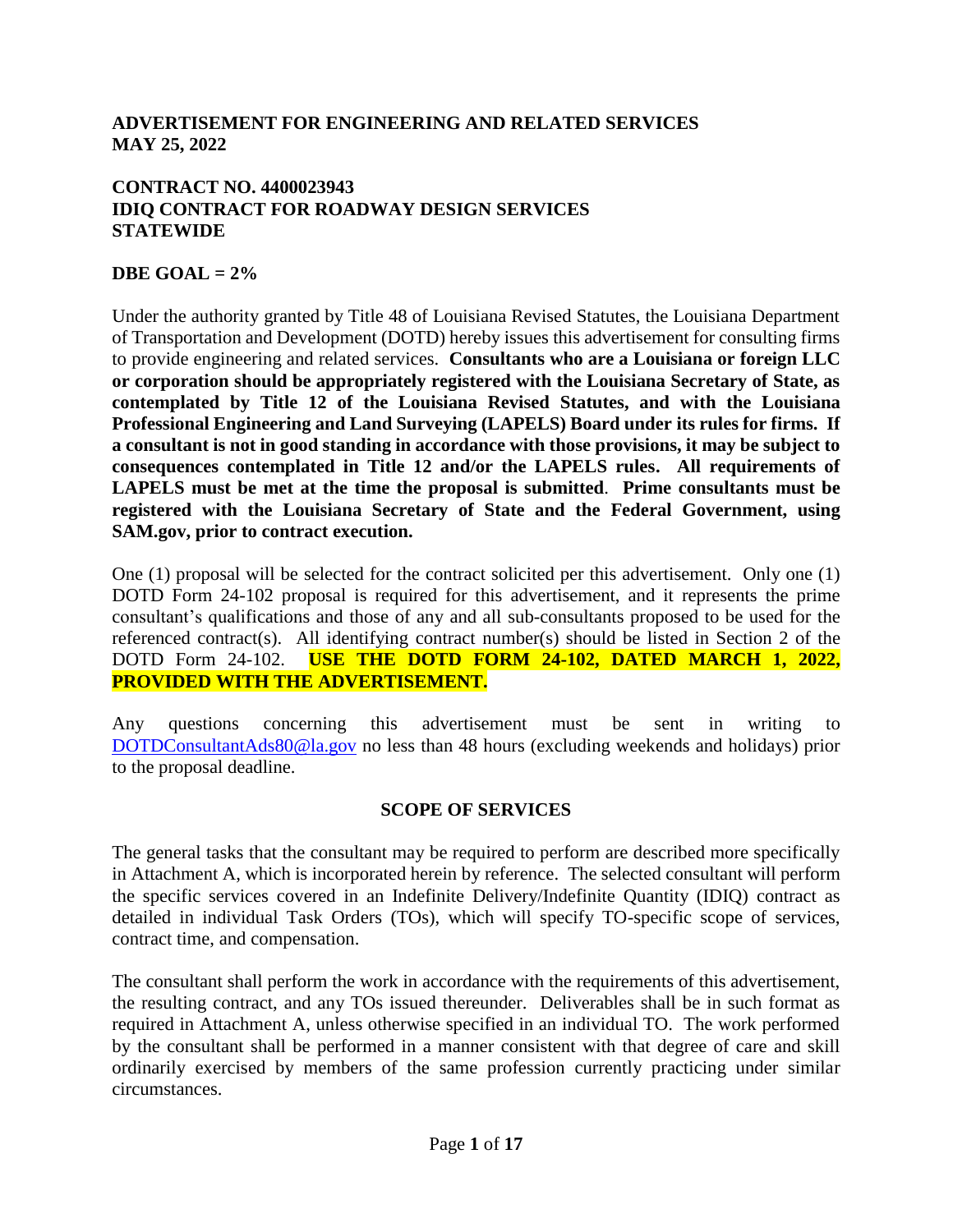**ADVERTISEMENT FOR ENGINEERING AND RELATED SERVICES**
**MAY 25, 2022**

**CONTRACT NO. 4400023943**
**IDIQ CONTRACT FOR ROADWAY DESIGN SERVICES**
**STATEWIDE**

**DBE GOAL = 2%**

Under the authority granted by Title 48 of Louisiana Revised Statutes, the Louisiana Department of Transportation and Development (DOTD) hereby issues this advertisement for consulting firms to provide engineering and related services. **Consultants who are a Louisiana or foreign LLC or corporation should be appropriately registered with the Louisiana Secretary of State, as contemplated by Title 12 of the Louisiana Revised Statutes, and with the Louisiana Professional Engineering and Land Surveying (LAPELS) Board under its rules for firms. If a consultant is not in good standing in accordance with those provisions, it may be subject to consequences contemplated in Title 12 and/or the LAPELS rules. All requirements of LAPELS must be met at the time the proposal is submitted**. **Prime consultants must be registered with the Louisiana Secretary of State and the Federal Government, using SAM.gov, prior to contract execution.**

One (1) proposal will be selected for the contract solicited per this advertisement. Only one (1) DOTD Form 24-102 proposal is required for this advertisement, and it represents the prime consultant's qualifications and those of any and all sub-consultants proposed to be used for the referenced contract(s). All identifying contract number(s) should be listed in Section 2 of the DOTD Form 24-102. **USE THE DOTD FORM 24-102, DATED MARCH 1, 2022, PROVIDED WITH THE ADVERTISEMENT.**

Any questions concerning this advertisement must be sent in writing to DOTDConsultantAds80@la.gov no less than 48 hours (excluding weekends and holidays) prior to the proposal deadline.

## SCOPE OF SERVICES

The general tasks that the consultant may be required to perform are described more specifically in Attachment A, which is incorporated herein by reference. The selected consultant will perform the specific services covered in an Indefinite Delivery/Indefinite Quantity (IDIQ) contract as detailed in individual Task Orders (TOs), which will specify TO-specific scope of services, contract time, and compensation.

The consultant shall perform the work in accordance with the requirements of this advertisement, the resulting contract, and any TOs issued thereunder. Deliverables shall be in such format as required in Attachment A, unless otherwise specified in an individual TO. The work performed by the consultant shall be performed in a manner consistent with that degree of care and skill ordinarily exercised by members of the same profession currently practicing under similar circumstances.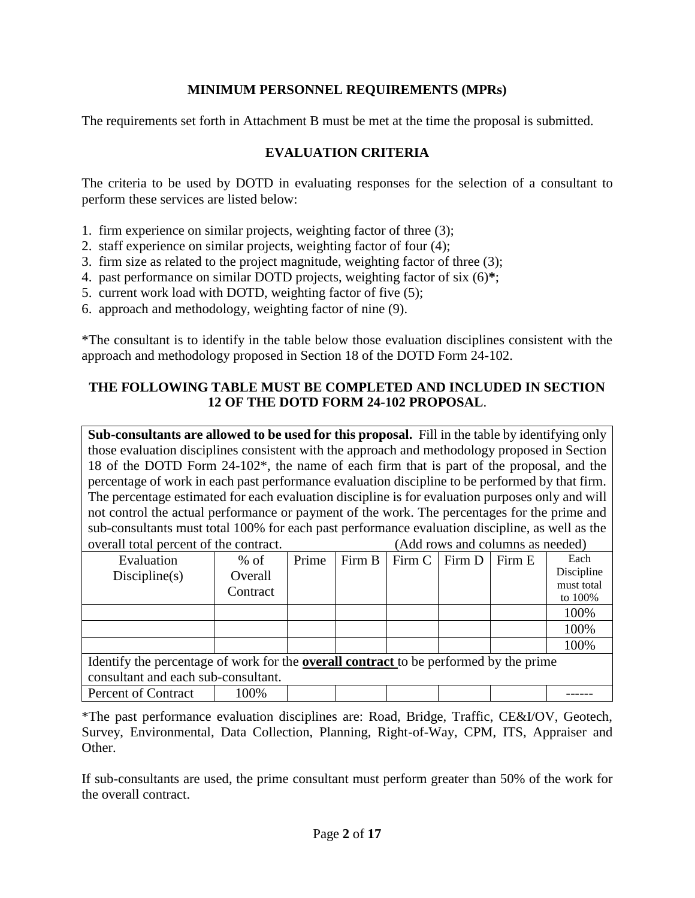## MINIMUM PERSONNEL REQUIREMENTS (MPRs)

The requirements set forth in Attachment B must be met at the time the proposal is submitted.

## EVALUATION CRITERIA

The criteria to be used by DOTD in evaluating responses for the selection of a consultant to perform these services are listed below:

1. firm experience on similar projects, weighting factor of three (3);
2. staff experience on similar projects, weighting factor of four (4);
3. firm size as related to the project magnitude, weighting factor of three (3);
4. past performance on similar DOTD projects, weighting factor of six (6)**\***;
5. current work load with DOTD, weighting factor of five (5);
6. approach and methodology, weighting factor of nine (9).

*The consultant is to identify in the table below those evaluation disciplines consistent with the approach and methodology proposed in Section 18 of the DOTD Form 24-102.

**THE FOLLOWING TABLE MUST BE COMPLETED AND INCLUDED IN SECTION 12 OF THE DOTD FORM 24-102 PROPOSAL**.

**Sub-consultants are allowed to be used for this proposal.** Fill in the table by identifying only those evaluation disciplines consistent with the approach and methodology proposed in Section 18 of the DOTD Form 24-102*, the name of each firm that is part of the proposal, and the percentage of work in each past performance evaluation discipline to be performed by that firm. The percentage estimated for each evaluation discipline is for evaluation purposes only and will not control the actual performance or payment of the work. The percentages for the prime and sub-consultants must total 100% for each past performance evaluation discipline, as well as the overall total percent of the contract. (Add rows and columns as needed)

| Evaluation Discipline(s) | % of Overall Contract | Prime | Firm B | Firm C | Firm D | Firm E | Each Discipline must total to 100% |
|---|---|---|---|---|---|---|---|
| | | | | | | | 100% |
| | | | | | | | 100% |
| | | | | | | | 100% |
| Identify the percentage of work for the **overall contract** to be performed by the prime consultant and each sub-consultant. | | | | | | | |
| Percent of Contract | 100% | | | | | | ------ |

*The past performance evaluation disciplines are: Road, Bridge, Traffic, CE&I/OV, Geotech, Survey, Environmental, Data Collection, Planning, Right-of-Way, CPM, ITS, Appraiser and Other.

If sub-consultants are used, the prime consultant must perform greater than 50% of the work for the overall contract.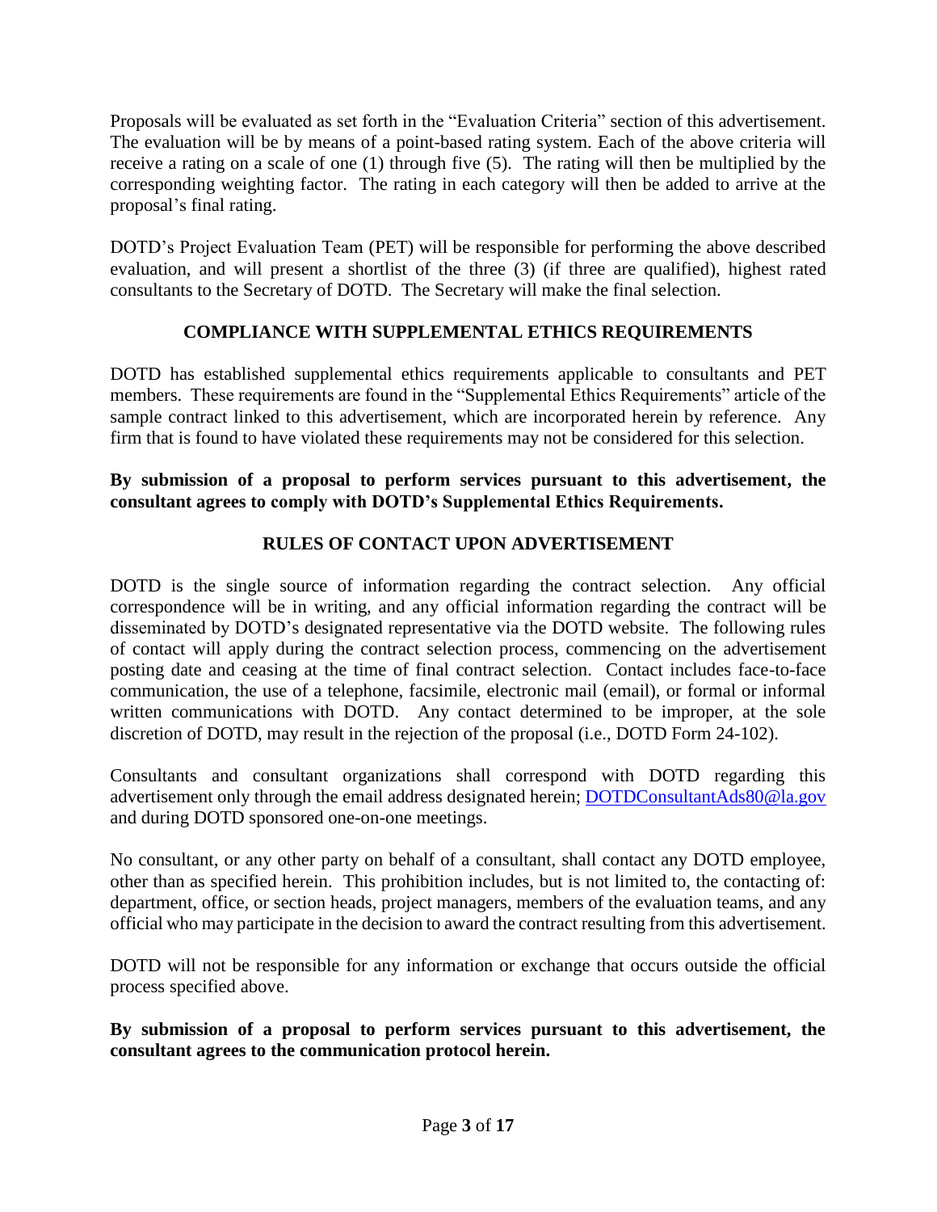Proposals will be evaluated as set forth in the "Evaluation Criteria" section of this advertisement. The evaluation will be by means of a point-based rating system. Each of the above criteria will receive a rating on a scale of one (1) through five (5). The rating will then be multiplied by the corresponding weighting factor. The rating in each category will then be added to arrive at the proposal's final rating.

DOTD's Project Evaluation Team (PET) will be responsible for performing the above described evaluation, and will present a shortlist of the three (3) (if three are qualified), highest rated consultants to the Secretary of DOTD. The Secretary will make the final selection.

## COMPLIANCE WITH SUPPLEMENTAL ETHICS REQUIREMENTS

DOTD has established supplemental ethics requirements applicable to consultants and PET members. These requirements are found in the "Supplemental Ethics Requirements" article of the sample contract linked to this advertisement, which are incorporated herein by reference. Any firm that is found to have violated these requirements may not be considered for this selection.

**By submission of a proposal to perform services pursuant to this advertisement, the consultant agrees to comply with DOTD's Supplemental Ethics Requirements.**

## RULES OF CONTACT UPON ADVERTISEMENT

DOTD is the single source of information regarding the contract selection. Any official correspondence will be in writing, and any official information regarding the contract will be disseminated by DOTD's designated representative via the DOTD website. The following rules of contact will apply during the contract selection process, commencing on the advertisement posting date and ceasing at the time of final contract selection. Contact includes face-to-face communication, the use of a telephone, facsimile, electronic mail (email), or formal or informal written communications with DOTD. Any contact determined to be improper, at the sole discretion of DOTD, may result in the rejection of the proposal (i.e., DOTD Form 24-102).

Consultants and consultant organizations shall correspond with DOTD regarding this advertisement only through the email address designated herein; DOTDConsultantAds80@la.gov and during DOTD sponsored one-on-one meetings.

No consultant, or any other party on behalf of a consultant, shall contact any DOTD employee, other than as specified herein. This prohibition includes, but is not limited to, the contacting of: department, office, or section heads, project managers, members of the evaluation teams, and any official who may participate in the decision to award the contract resulting from this advertisement.

DOTD will not be responsible for any information or exchange that occurs outside the official process specified above.

**By submission of a proposal to perform services pursuant to this advertisement, the consultant agrees to the communication protocol herein.**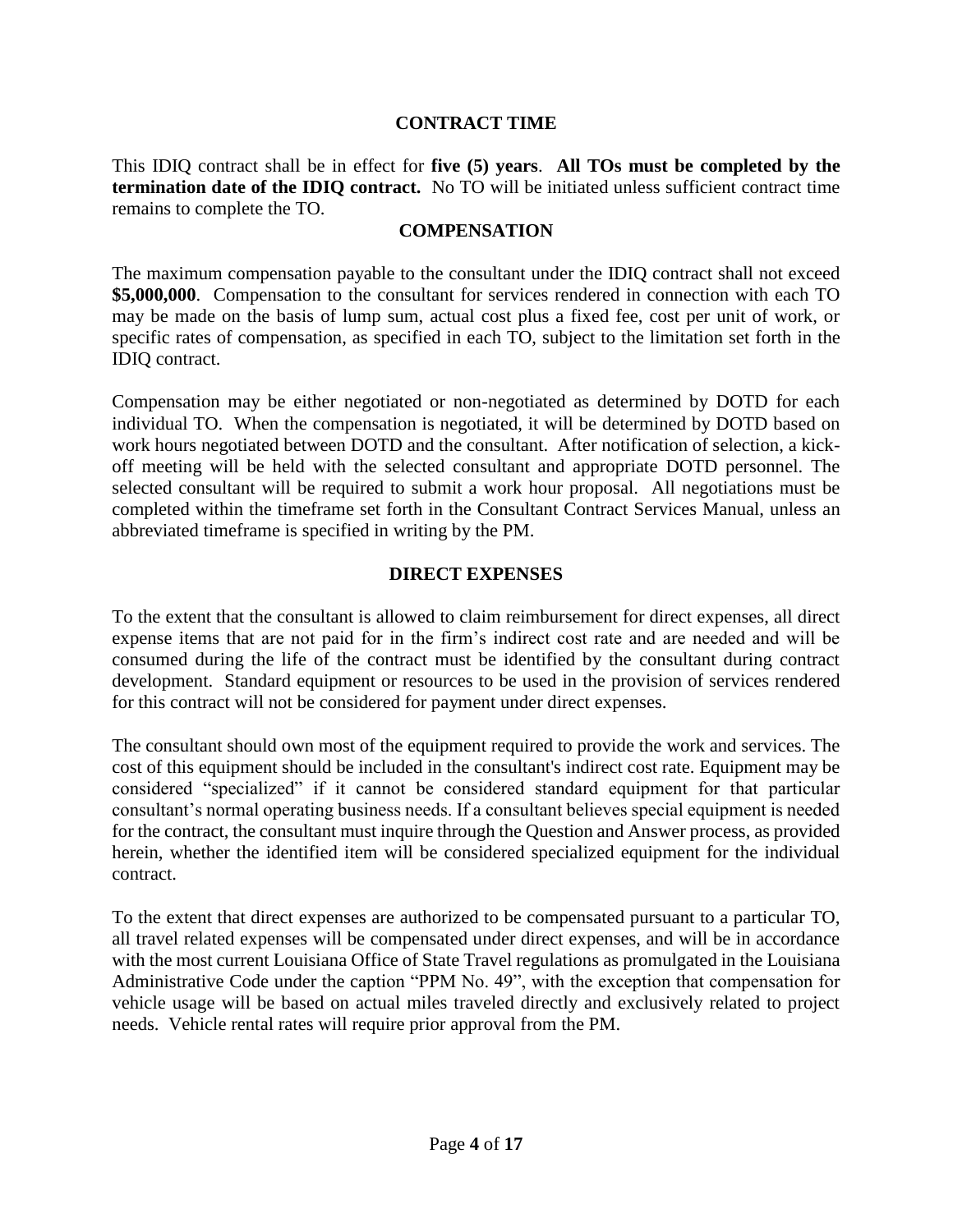## CONTRACT TIME

This IDIQ contract shall be in effect for **five (5) years**. **All TOs must be completed by the termination date of the IDIQ contract.** No TO will be initiated unless sufficient contract time remains to complete the TO.

## COMPENSATION

The maximum compensation payable to the consultant under the IDIQ contract shall not exceed **$5,000,000**. Compensation to the consultant for services rendered in connection with each TO may be made on the basis of lump sum, actual cost plus a fixed fee, cost per unit of work, or specific rates of compensation, as specified in each TO, subject to the limitation set forth in the IDIQ contract.

Compensation may be either negotiated or non-negotiated as determined by DOTD for each individual TO. When the compensation is negotiated, it will be determined by DOTD based on work hours negotiated between DOTD and the consultant. After notification of selection, a kick-off meeting will be held with the selected consultant and appropriate DOTD personnel. The selected consultant will be required to submit a work hour proposal. All negotiations must be completed within the timeframe set forth in the Consultant Contract Services Manual, unless an abbreviated timeframe is specified in writing by the PM.

## DIRECT EXPENSES

To the extent that the consultant is allowed to claim reimbursement for direct expenses, all direct expense items that are not paid for in the firm's indirect cost rate and are needed and will be consumed during the life of the contract must be identified by the consultant during contract development. Standard equipment or resources to be used in the provision of services rendered for this contract will not be considered for payment under direct expenses.

The consultant should own most of the equipment required to provide the work and services. The cost of this equipment should be included in the consultant's indirect cost rate. Equipment may be considered "specialized" if it cannot be considered standard equipment for that particular consultant's normal operating business needs. If a consultant believes special equipment is needed for the contract, the consultant must inquire through the Question and Answer process, as provided herein, whether the identified item will be considered specialized equipment for the individual contract.

To the extent that direct expenses are authorized to be compensated pursuant to a particular TO, all travel related expenses will be compensated under direct expenses, and will be in accordance with the most current Louisiana Office of State Travel regulations as promulgated in the Louisiana Administrative Code under the caption "PPM No. 49", with the exception that compensation for vehicle usage will be based on actual miles traveled directly and exclusively related to project needs. Vehicle rental rates will require prior approval from the PM.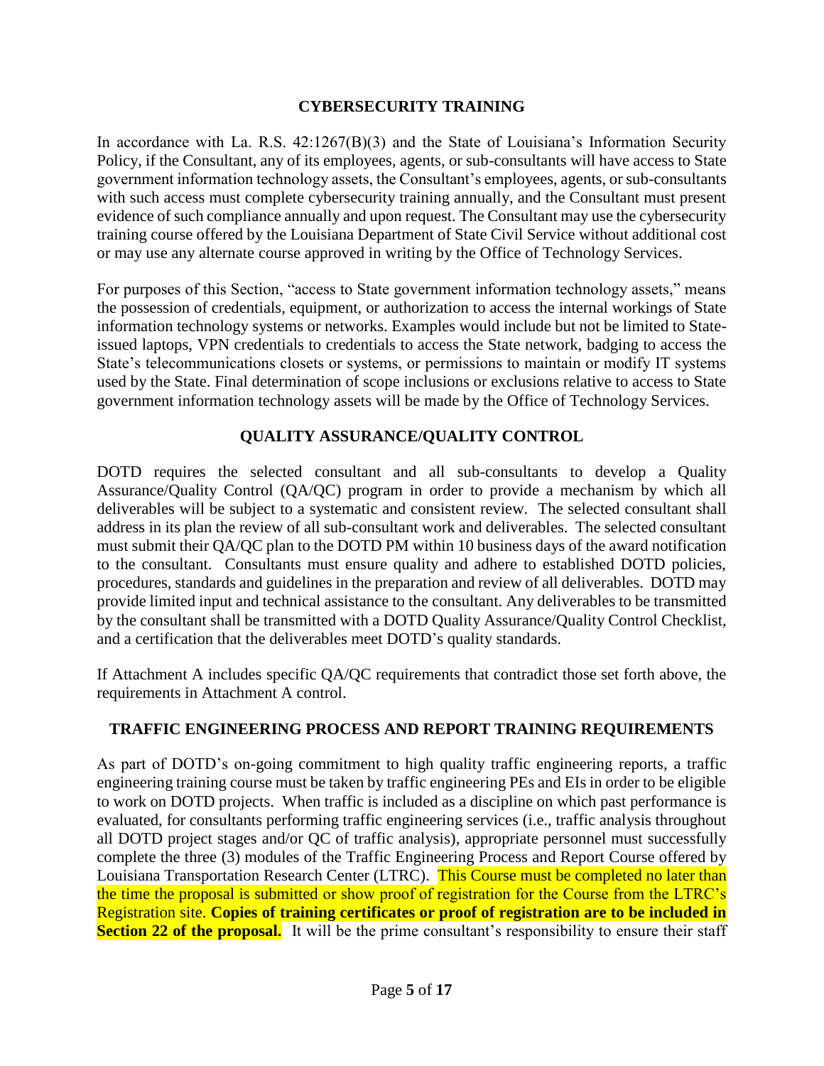## CYBERSECURITY TRAINING

In accordance with La. R.S. 42:1267(B)(3) and the State of Louisiana's Information Security Policy, if the Consultant, any of its employees, agents, or sub-consultants will have access to State government information technology assets, the Consultant's employees, agents, or sub-consultants with such access must complete cybersecurity training annually, and the Consultant must present evidence of such compliance annually and upon request. The Consultant may use the cybersecurity training course offered by the Louisiana Department of State Civil Service without additional cost or may use any alternate course approved in writing by the Office of Technology Services.

For purposes of this Section, "access to State government information technology assets," means the possession of credentials, equipment, or authorization to access the internal workings of State information technology systems or networks. Examples would include but not be limited to State-issued laptops, VPN credentials to credentials to access the State network, badging to access the State's telecommunications closets or systems, or permissions to maintain or modify IT systems used by the State. Final determination of scope inclusions or exclusions relative to access to State government information technology assets will be made by the Office of Technology Services.

## QUALITY ASSURANCE/QUALITY CONTROL

DOTD requires the selected consultant and all sub-consultants to develop a Quality Assurance/Quality Control (QA/QC) program in order to provide a mechanism by which all deliverables will be subject to a systematic and consistent review. The selected consultant shall address in its plan the review of all sub-consultant work and deliverables. The selected consultant must submit their QA/QC plan to the DOTD PM within 10 business days of the award notification to the consultant. Consultants must ensure quality and adhere to established DOTD policies, procedures, standards and guidelines in the preparation and review of all deliverables. DOTD may provide limited input and technical assistance to the consultant. Any deliverables to be transmitted by the consultant shall be transmitted with a DOTD Quality Assurance/Quality Control Checklist, and a certification that the deliverables meet DOTD's quality standards.

If Attachment A includes specific QA/QC requirements that contradict those set forth above, the requirements in Attachment A control.

## TRAFFIC ENGINEERING PROCESS AND REPORT TRAINING REQUIREMENTS

As part of DOTD's on-going commitment to high quality traffic engineering reports, a traffic engineering training course must be taken by traffic engineering PEs and EIs in order to be eligible to work on DOTD projects. When traffic is included as a discipline on which past performance is evaluated, for consultants performing traffic engineering services (i.e., traffic analysis throughout all DOTD project stages and/or QC of traffic analysis), appropriate personnel must successfully complete the three (3) modules of the Traffic Engineering Process and Report Course offered by Louisiana Transportation Research Center (LTRC). This Course must be completed no later than the time the proposal is submitted or show proof of registration for the Course from the LTRC's Registration site. **Copies of training certificates or proof of registration are to be included in Section 22 of the proposal.** It will be the prime consultant's responsibility to ensure their staff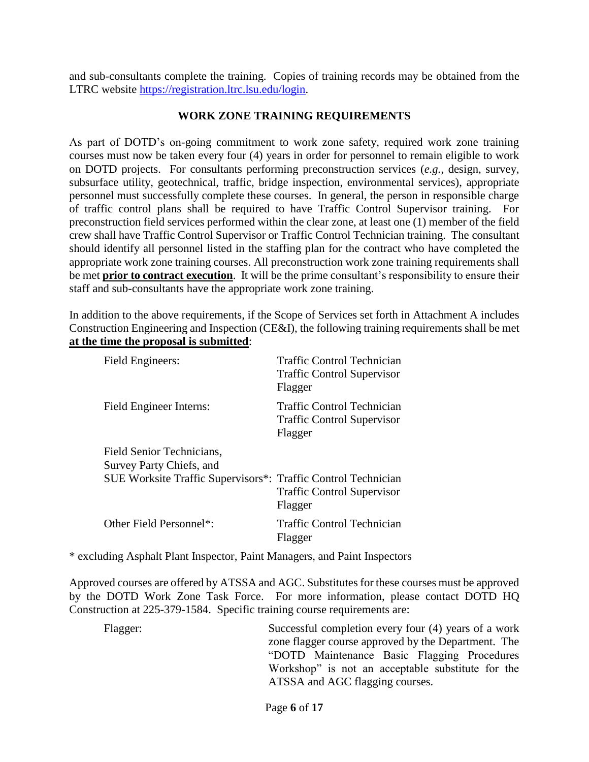and sub-consultants complete the training. Copies of training records may be obtained from the LTRC website https://registration.ltrc.lsu.edu/login.

## WORK ZONE TRAINING REQUIREMENTS

As part of DOTD's on-going commitment to work zone safety, required work zone training courses must now be taken every four (4) years in order for personnel to remain eligible to work on DOTD projects. For consultants performing preconstruction services (*e.g.*, design, survey, subsurface utility, geotechnical, traffic, bridge inspection, environmental services), appropriate personnel must successfully complete these courses. In general, the person in responsible charge of traffic control plans shall be required to have Traffic Control Supervisor training. For preconstruction field services performed within the clear zone, at least one (1) member of the field crew shall have Traffic Control Supervisor or Traffic Control Technician training. The consultant should identify all personnel listed in the staffing plan for the contract who have completed the appropriate work zone training courses. All preconstruction work zone training requirements shall be met **<u>prior to contract execution</u>**. It will be the prime consultant's responsibility to ensure their staff and sub-consultants have the appropriate work zone training.

In addition to the above requirements, if the Scope of Services set forth in Attachment A includes Construction Engineering and Inspection (CE&I), the following training requirements shall be met **<u>at the time the proposal is submitted</u>**:

| Personnel | Training |
| --- | --- |
| Field Engineers: | Traffic Control Technician<br>Traffic Control Supervisor<br>Flagger |
| Field Engineer Interns: | Traffic Control Technician<br>Traffic Control Supervisor<br>Flagger |
| Field Senior Technicians, Survey Party Chiefs, and SUE Worksite Traffic Supervisors*: | Traffic Control Technician<br>Traffic Control Supervisor<br>Flagger |
| Other Field Personnel*: | Traffic Control Technician<br>Flagger |

\* excluding Asphalt Plant Inspector, Paint Managers, and Paint Inspectors

Approved courses are offered by ATSSA and AGC. Substitutes for these courses must be approved by the DOTD Work Zone Task Force. For more information, please contact DOTD HQ Construction at 225-379-1584. Specific training course requirements are:

| Course | Requirement |
| --- | --- |
| Flagger: | Successful completion every four (4) years of a work zone flagger course approved by the Department. The "DOTD Maintenance Basic Flagging Procedures Workshop" is not an acceptable substitute for the ATSSA and AGC flagging courses. |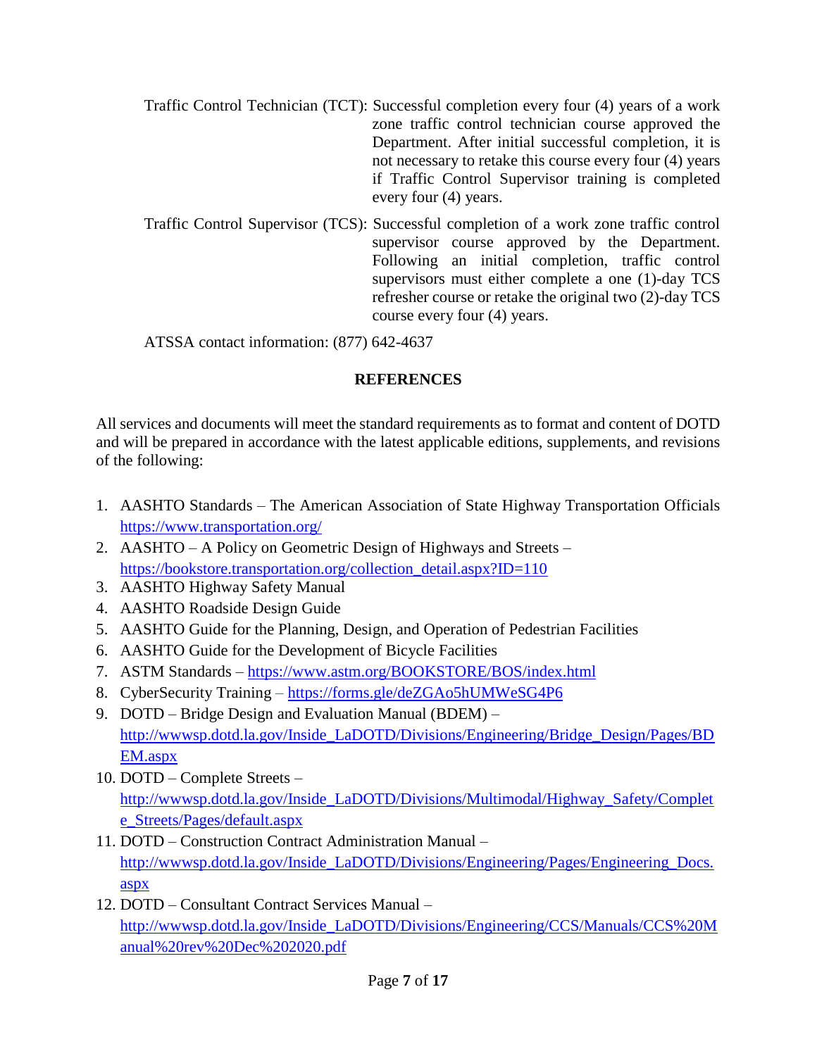Traffic Control Technician (TCT): Successful completion every four (4) years of a work zone traffic control technician course approved the Department. After initial successful completion, it is not necessary to retake this course every four (4) years if Traffic Control Supervisor training is completed every four (4) years.

Traffic Control Supervisor (TCS): Successful completion of a work zone traffic control supervisor course approved by the Department. Following an initial completion, traffic control supervisors must either complete a one (1)-day TCS refresher course or retake the original two (2)-day TCS course every four (4) years.

ATSSA contact information: (877) 642-4637

## REFERENCES

All services and documents will meet the standard requirements as to format and content of DOTD and will be prepared in accordance with the latest applicable editions, supplements, and revisions of the following:

1. AASHTO Standards – The American Association of State Highway Transportation Officials https://www.transportation.org/
2. AASHTO – A Policy on Geometric Design of Highways and Streets – https://bookstore.transportation.org/collection_detail.aspx?ID=110
3. AASHTO Highway Safety Manual
4. AASHTO Roadside Design Guide
5. AASHTO Guide for the Planning, Design, and Operation of Pedestrian Facilities
6. AASHTO Guide for the Development of Bicycle Facilities
7. ASTM Standards – https://www.astm.org/BOOKSTORE/BOS/index.html
8. CyberSecurity Training – https://forms.gle/deZGAo5hUMWeSG4P6
9. DOTD – Bridge Design and Evaluation Manual (BDEM) – http://wwwsp.dotd.la.gov/Inside_LaDOTD/Divisions/Engineering/Bridge_Design/Pages/BDEM.aspx
10. DOTD – Complete Streets – http://wwwsp.dotd.la.gov/Inside_LaDOTD/Divisions/Multimodal/Highway_Safety/Complete_Streets/Pages/default.aspx
11. DOTD – Construction Contract Administration Manual – http://wwwsp.dotd.la.gov/Inside_LaDOTD/Divisions/Engineering/Pages/Engineering_Docs.aspx
12. DOTD – Consultant Contract Services Manual – http://wwwsp.dotd.la.gov/Inside_LaDOTD/Divisions/Engineering/CCS/Manuals/CCS%20Manual%20rev%20Dec%202020.pdf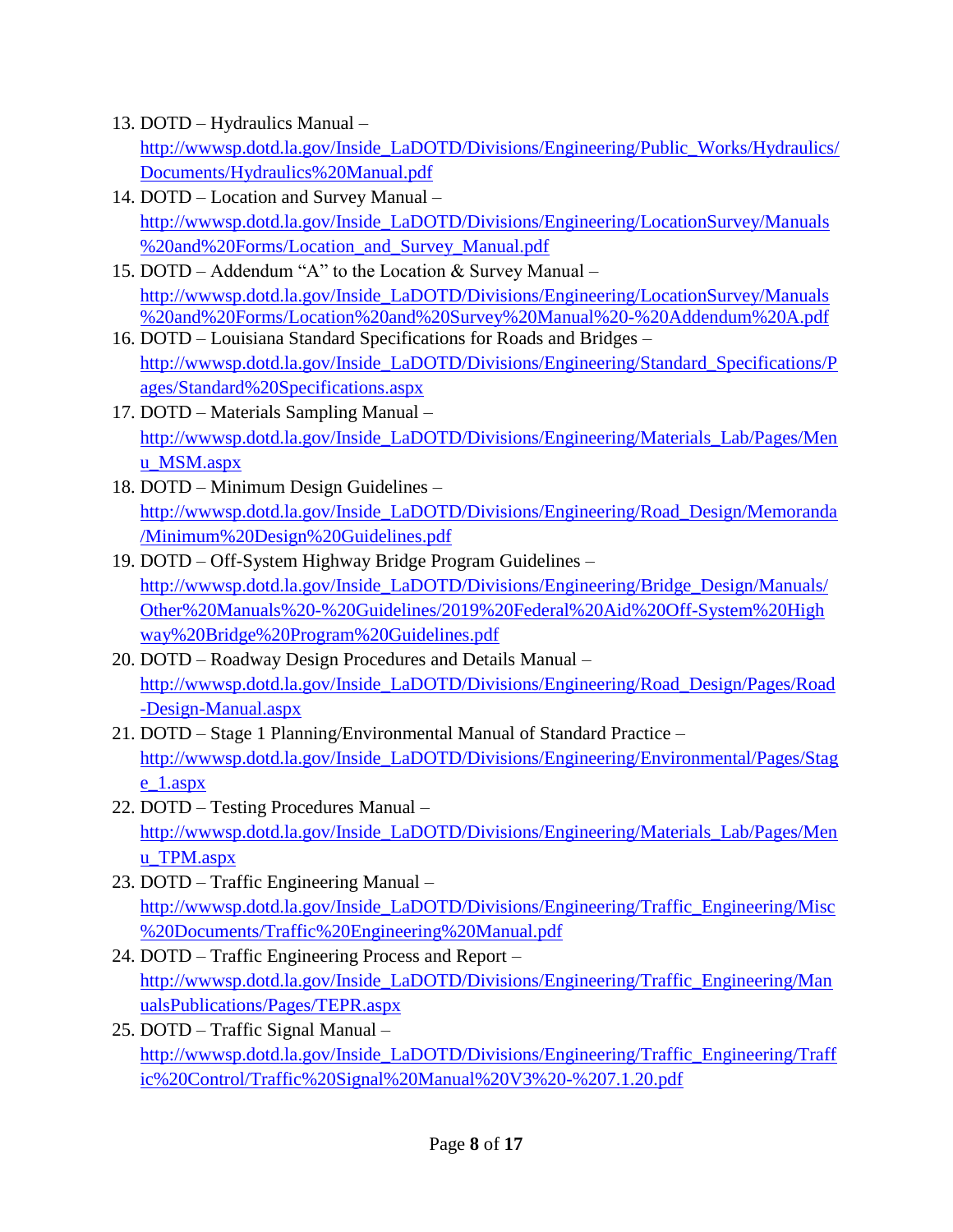13. DOTD – Hydraulics Manual – http://wwwsp.dotd.la.gov/Inside_LaDOTD/Divisions/Engineering/Public_Works/Hydraulics/Documents/Hydraulics%20Manual.pdf
14. DOTD – Location and Survey Manual – http://wwwsp.dotd.la.gov/Inside_LaDOTD/Divisions/Engineering/LocationSurvey/Manuals%20and%20Forms/Location_and_Survey_Manual.pdf
15. DOTD – Addendum "A" to the Location & Survey Manual – http://wwwsp.dotd.la.gov/Inside_LaDOTD/Divisions/Engineering/LocationSurvey/Manuals%20and%20Forms/Location%20and%20Survey%20Manual%20-%20Addendum%20A.pdf
16. DOTD – Louisiana Standard Specifications for Roads and Bridges – http://wwwsp.dotd.la.gov/Inside_LaDOTD/Divisions/Engineering/Standard_Specifications/Pages/Standard%20Specifications.aspx
17. DOTD – Materials Sampling Manual – http://wwwsp.dotd.la.gov/Inside_LaDOTD/Divisions/Engineering/Materials_Lab/Pages/Menu_MSM.aspx
18. DOTD – Minimum Design Guidelines – http://wwwsp.dotd.la.gov/Inside_LaDOTD/Divisions/Engineering/Road_Design/Memoranda/Minimum%20Design%20Guidelines.pdf
19. DOTD – Off-System Highway Bridge Program Guidelines – http://wwwsp.dotd.la.gov/Inside_LaDOTD/Divisions/Engineering/Bridge_Design/Manuals/Other%20Manuals%20-%20Guidelines/2019%20Federal%20Aid%20Off-System%20Highway%20Bridge%20Program%20Guidelines.pdf
20. DOTD – Roadway Design Procedures and Details Manual – http://wwwsp.dotd.la.gov/Inside_LaDOTD/Divisions/Engineering/Road_Design/Pages/Road-Design-Manual.aspx
21. DOTD – Stage 1 Planning/Environmental Manual of Standard Practice – http://wwwsp.dotd.la.gov/Inside_LaDOTD/Divisions/Engineering/Environmental/Pages/Stage_1.aspx
22. DOTD – Testing Procedures Manual – http://wwwsp.dotd.la.gov/Inside_LaDOTD/Divisions/Engineering/Materials_Lab/Pages/Menu_TPM.aspx
23. DOTD – Traffic Engineering Manual – http://wwwsp.dotd.la.gov/Inside_LaDOTD/Divisions/Engineering/Traffic_Engineering/Misc%20Documents/Traffic%20Engineering%20Manual.pdf
24. DOTD – Traffic Engineering Process and Report – http://wwwsp.dotd.la.gov/Inside_LaDOTD/Divisions/Engineering/Traffic_Engineering/ManualsPublications/Pages/TEPR.aspx
25. DOTD – Traffic Signal Manual – http://wwwsp.dotd.la.gov/Inside_LaDOTD/Divisions/Engineering/Traffic_Engineering/Traffic%20Control/Traffic%20Signal%20Manual%20V3%20-%207.1.20.pdf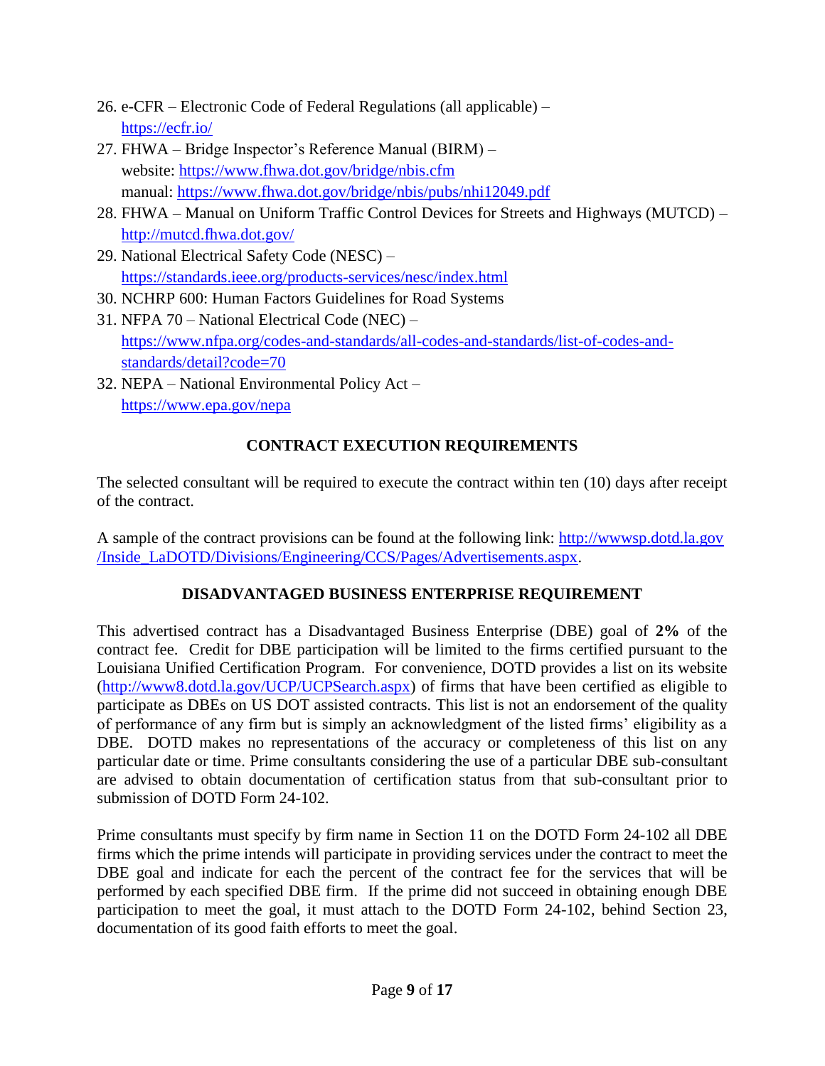26. e-CFR – Electronic Code of Federal Regulations (all applicable) – https://ecfr.io/
27. FHWA – Bridge Inspector's Reference Manual (BIRM) –  
    website: https://www.fhwa.dot.gov/bridge/nbis.cfm  
    manual: https://www.fhwa.dot.gov/bridge/nbis/pubs/nhi12049.pdf
28. FHWA – Manual on Uniform Traffic Control Devices for Streets and Highways (MUTCD) – http://mutcd.fhwa.dot.gov/
29. National Electrical Safety Code (NESC) – https://standards.ieee.org/products-services/nesc/index.html
30. NCHRP 600: Human Factors Guidelines for Road Systems
31. NFPA 70 – National Electrical Code (NEC) – https://www.nfpa.org/codes-and-standards/all-codes-and-standards/list-of-codes-and-standards/detail?code=70
32. NEPA – National Environmental Policy Act – https://www.epa.gov/nepa

## CONTRACT EXECUTION REQUIREMENTS

The selected consultant will be required to execute the contract within ten (10) days after receipt of the contract.

A sample of the contract provisions can be found at the following link: http://wwwsp.dotd.la.gov/Inside_LaDOTD/Divisions/Engineering/CCS/Pages/Advertisements.aspx.

## DISADVANTAGED BUSINESS ENTERPRISE REQUIREMENT

This advertised contract has a Disadvantaged Business Enterprise (DBE) goal of **2%** of the contract fee. Credit for DBE participation will be limited to the firms certified pursuant to the Louisiana Unified Certification Program. For convenience, DOTD provides a list on its website (http://www8.dotd.la.gov/UCP/UCPSearch.aspx) of firms that have been certified as eligible to participate as DBEs on US DOT assisted contracts. This list is not an endorsement of the quality of performance of any firm but is simply an acknowledgment of the listed firms' eligibility as a DBE. DOTD makes no representations of the accuracy or completeness of this list on any particular date or time. Prime consultants considering the use of a particular DBE sub-consultant are advised to obtain documentation of certification status from that sub-consultant prior to submission of DOTD Form 24-102.

Prime consultants must specify by firm name in Section 11 on the DOTD Form 24-102 all DBE firms which the prime intends will participate in providing services under the contract to meet the DBE goal and indicate for each the percent of the contract fee for the services that will be performed by each specified DBE firm. If the prime did not succeed in obtaining enough DBE participation to meet the goal, it must attach to the DOTD Form 24-102, behind Section 23, documentation of its good faith efforts to meet the goal.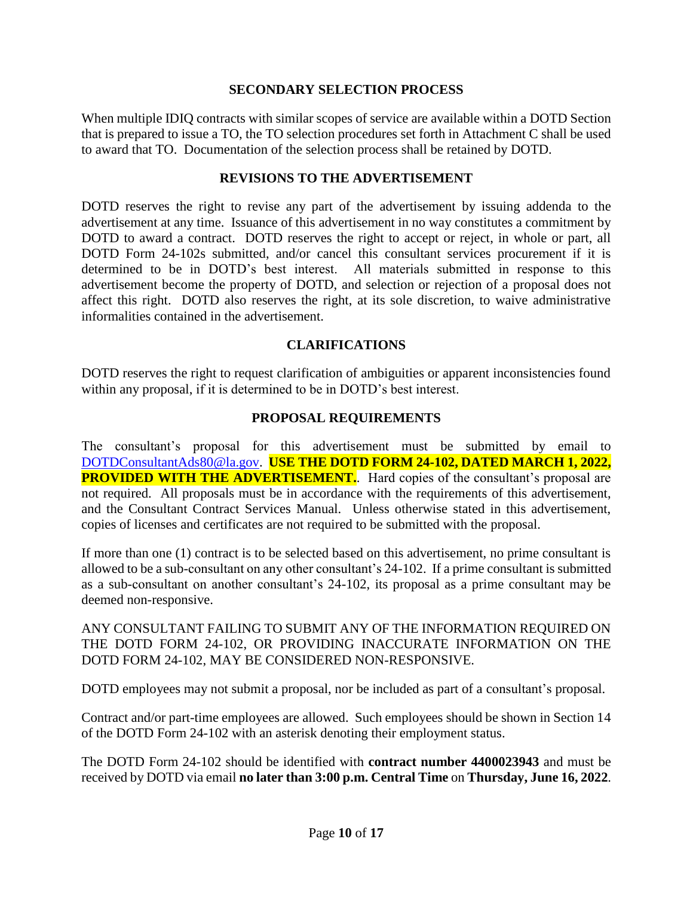## SECONDARY SELECTION PROCESS

When multiple IDIQ contracts with similar scopes of service are available within a DOTD Section that is prepared to issue a TO, the TO selection procedures set forth in Attachment C shall be used to award that TO. Documentation of the selection process shall be retained by DOTD.

## REVISIONS TO THE ADVERTISEMENT

DOTD reserves the right to revise any part of the advertisement by issuing addenda to the advertisement at any time. Issuance of this advertisement in no way constitutes a commitment by DOTD to award a contract. DOTD reserves the right to accept or reject, in whole or part, all DOTD Form 24-102s submitted, and/or cancel this consultant services procurement if it is determined to be in DOTD's best interest. All materials submitted in response to this advertisement become the property of DOTD, and selection or rejection of a proposal does not affect this right. DOTD also reserves the right, at its sole discretion, to waive administrative informalities contained in the advertisement.

## CLARIFICATIONS

DOTD reserves the right to request clarification of ambiguities or apparent inconsistencies found within any proposal, if it is determined to be in DOTD's best interest.

## PROPOSAL REQUIREMENTS

The consultant's proposal for this advertisement must be submitted by email to DOTDConsultantAds80@la.gov. **USE THE DOTD FORM 24-102, DATED MARCH 1, 2022, PROVIDED WITH THE ADVERTISEMENT.**. Hard copies of the consultant's proposal are not required. All proposals must be in accordance with the requirements of this advertisement, and the Consultant Contract Services Manual. Unless otherwise stated in this advertisement, copies of licenses and certificates are not required to be submitted with the proposal.

If more than one (1) contract is to be selected based on this advertisement, no prime consultant is allowed to be a sub-consultant on any other consultant's 24-102. If a prime consultant is submitted as a sub-consultant on another consultant's 24-102, its proposal as a prime consultant may be deemed non-responsive.

ANY CONSULTANT FAILING TO SUBMIT ANY OF THE INFORMATION REQUIRED ON THE DOTD FORM 24-102, OR PROVIDING INACCURATE INFORMATION ON THE DOTD FORM 24-102, MAY BE CONSIDERED NON-RESPONSIVE.

DOTD employees may not submit a proposal, nor be included as part of a consultant's proposal.

Contract and/or part-time employees are allowed. Such employees should be shown in Section 14 of the DOTD Form 24-102 with an asterisk denoting their employment status.

The DOTD Form 24-102 should be identified with **contract number 4400023943** and must be received by DOTD via email **no later than 3:00 p.m. Central Time** on **Thursday, June 16, 2022**.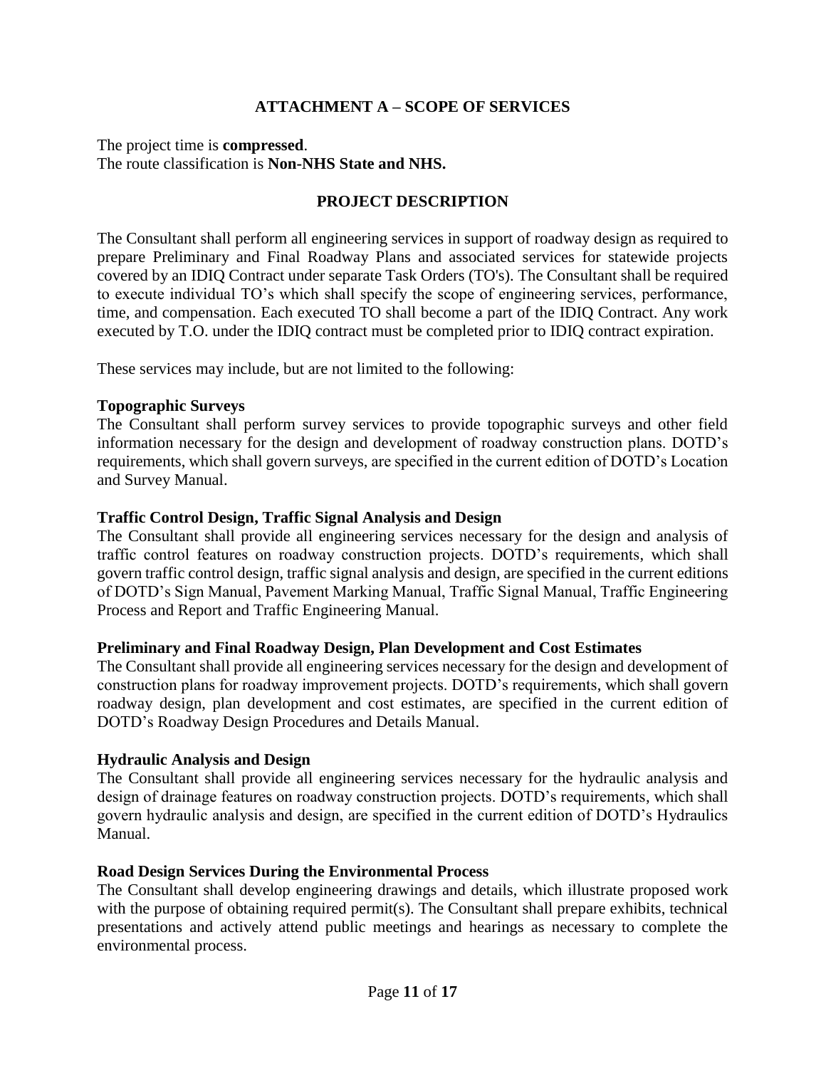## ATTACHMENT A – SCOPE OF SERVICES

The project time is **compressed**.
The route classification is **Non-NHS State and NHS.**

### PROJECT DESCRIPTION

The Consultant shall perform all engineering services in support of roadway design as required to prepare Preliminary and Final Roadway Plans and associated services for statewide projects covered by an IDIQ Contract under separate Task Orders (TO's). The Consultant shall be required to execute individual TO's which shall specify the scope of engineering services, performance, time, and compensation. Each executed TO shall become a part of the IDIQ Contract. Any work executed by T.O. under the IDIQ contract must be completed prior to IDIQ contract expiration.

These services may include, but are not limited to the following:

**Topographic Surveys**
The Consultant shall perform survey services to provide topographic surveys and other field information necessary for the design and development of roadway construction plans. DOTD's requirements, which shall govern surveys, are specified in the current edition of DOTD's Location and Survey Manual.

**Traffic Control Design, Traffic Signal Analysis and Design**
The Consultant shall provide all engineering services necessary for the design and analysis of traffic control features on roadway construction projects. DOTD's requirements, which shall govern traffic control design, traffic signal analysis and design, are specified in the current editions of DOTD's Sign Manual, Pavement Marking Manual, Traffic Signal Manual, Traffic Engineering Process and Report and Traffic Engineering Manual.

**Preliminary and Final Roadway Design, Plan Development and Cost Estimates**
The Consultant shall provide all engineering services necessary for the design and development of construction plans for roadway improvement projects. DOTD's requirements, which shall govern roadway design, plan development and cost estimates, are specified in the current edition of DOTD's Roadway Design Procedures and Details Manual.

**Hydraulic Analysis and Design**
The Consultant shall provide all engineering services necessary for the hydraulic analysis and design of drainage features on roadway construction projects. DOTD's requirements, which shall govern hydraulic analysis and design, are specified in the current edition of DOTD's Hydraulics Manual.

**Road Design Services During the Environmental Process**
The Consultant shall develop engineering drawings and details, which illustrate proposed work with the purpose of obtaining required permit(s). The Consultant shall prepare exhibits, technical presentations and actively attend public meetings and hearings as necessary to complete the environmental process.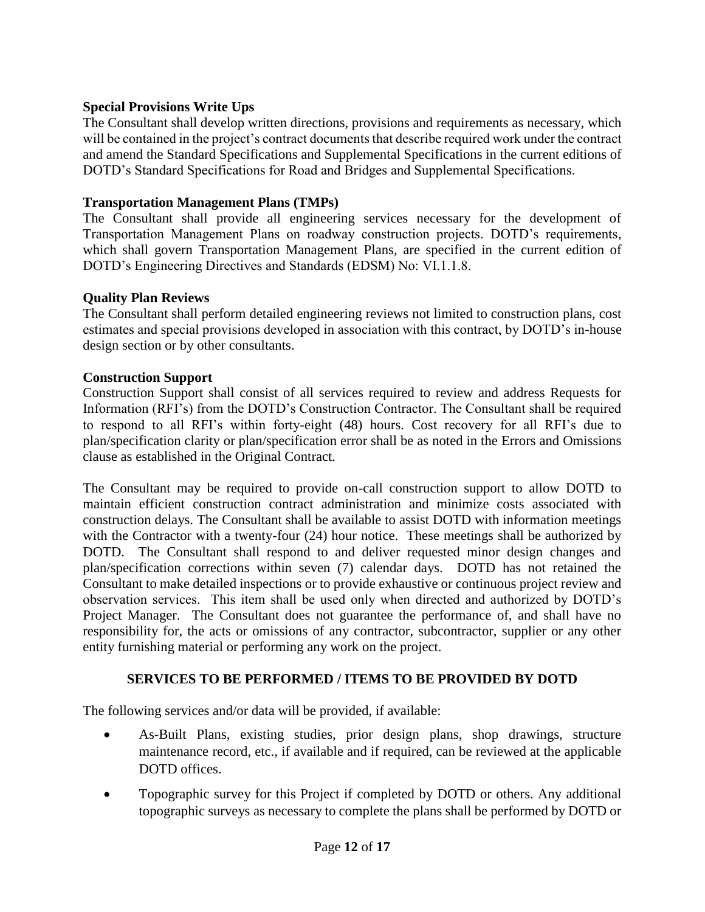**Special Provisions Write Ups**

The Consultant shall develop written directions, provisions and requirements as necessary, which will be contained in the project's contract documents that describe required work under the contract and amend the Standard Specifications and Supplemental Specifications in the current editions of DOTD's Standard Specifications for Road and Bridges and Supplemental Specifications.

**Transportation Management Plans (TMPs)**

The Consultant shall provide all engineering services necessary for the development of Transportation Management Plans on roadway construction projects. DOTD's requirements, which shall govern Transportation Management Plans, are specified in the current edition of DOTD's Engineering Directives and Standards (EDSM) No: VI.1.1.8.

**Quality Plan Reviews**

The Consultant shall perform detailed engineering reviews not limited to construction plans, cost estimates and special provisions developed in association with this contract, by DOTD's in-house design section or by other consultants.

**Construction Support**

Construction Support shall consist of all services required to review and address Requests for Information (RFI's) from the DOTD's Construction Contractor. The Consultant shall be required to respond to all RFI's within forty-eight (48) hours. Cost recovery for all RFI's due to plan/specification clarity or plan/specification error shall be as noted in the Errors and Omissions clause as established in the Original Contract.

The Consultant may be required to provide on-call construction support to allow DOTD to maintain efficient construction contract administration and minimize costs associated with construction delays. The Consultant shall be available to assist DOTD with information meetings with the Contractor with a twenty-four (24) hour notice. These meetings shall be authorized by DOTD. The Consultant shall respond to and deliver requested minor design changes and plan/specification corrections within seven (7) calendar days. DOTD has not retained the Consultant to make detailed inspections or to provide exhaustive or continuous project review and observation services. This item shall be used only when directed and authorized by DOTD's Project Manager. The Consultant does not guarantee the performance of, and shall have no responsibility for, the acts or omissions of any contractor, subcontractor, supplier or any other entity furnishing material or performing any work on the project.

## SERVICES TO BE PERFORMED / ITEMS TO BE PROVIDED BY DOTD

The following services and/or data will be provided, if available:

- As-Built Plans, existing studies, prior design plans, shop drawings, structure maintenance record, etc., if available and if required, can be reviewed at the applicable DOTD offices.
- Topographic survey for this Project if completed by DOTD or others. Any additional topographic surveys as necessary to complete the plans shall be performed by DOTD or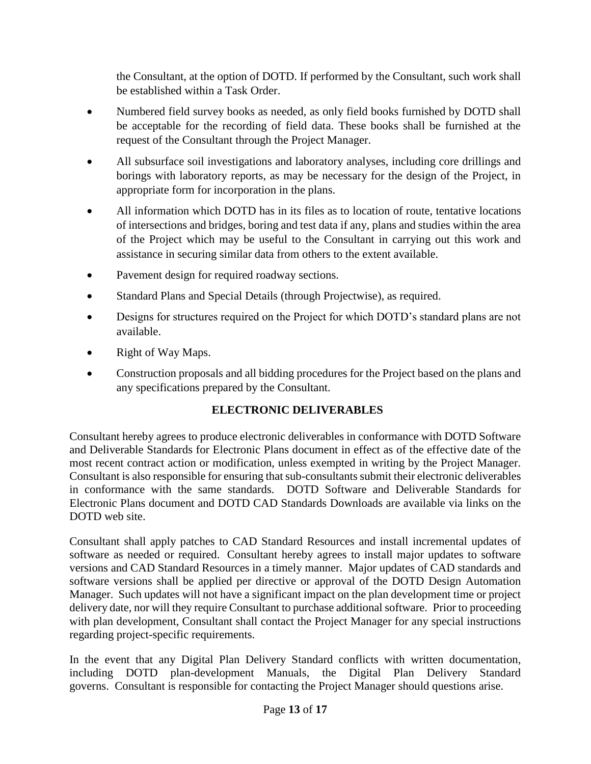the Consultant, at the option of DOTD. If performed by the Consultant, such work shall be established within a Task Order.

- Numbered field survey books as needed, as only field books furnished by DOTD shall be acceptable for the recording of field data. These books shall be furnished at the request of the Consultant through the Project Manager.
- All subsurface soil investigations and laboratory analyses, including core drillings and borings with laboratory reports, as may be necessary for the design of the Project, in appropriate form for incorporation in the plans.
- All information which DOTD has in its files as to location of route, tentative locations of intersections and bridges, boring and test data if any, plans and studies within the area of the Project which may be useful to the Consultant in carrying out this work and assistance in securing similar data from others to the extent available.
- Pavement design for required roadway sections.
- Standard Plans and Special Details (through Projectwise), as required.
- Designs for structures required on the Project for which DOTD's standard plans are not available.
- Right of Way Maps.
- Construction proposals and all bidding procedures for the Project based on the plans and any specifications prepared by the Consultant.

## ELECTRONIC DELIVERABLES

Consultant hereby agrees to produce electronic deliverables in conformance with DOTD Software and Deliverable Standards for Electronic Plans document in effect as of the effective date of the most recent contract action or modification, unless exempted in writing by the Project Manager. Consultant is also responsible for ensuring that sub-consultants submit their electronic deliverables in conformance with the same standards. DOTD Software and Deliverable Standards for Electronic Plans document and DOTD CAD Standards Downloads are available via links on the DOTD web site.

Consultant shall apply patches to CAD Standard Resources and install incremental updates of software as needed or required. Consultant hereby agrees to install major updates to software versions and CAD Standard Resources in a timely manner. Major updates of CAD standards and software versions shall be applied per directive or approval of the DOTD Design Automation Manager. Such updates will not have a significant impact on the plan development time or project delivery date, nor will they require Consultant to purchase additional software. Prior to proceeding with plan development, Consultant shall contact the Project Manager for any special instructions regarding project-specific requirements.

In the event that any Digital Plan Delivery Standard conflicts with written documentation, including DOTD plan-development Manuals, the Digital Plan Delivery Standard governs. Consultant is responsible for contacting the Project Manager should questions arise.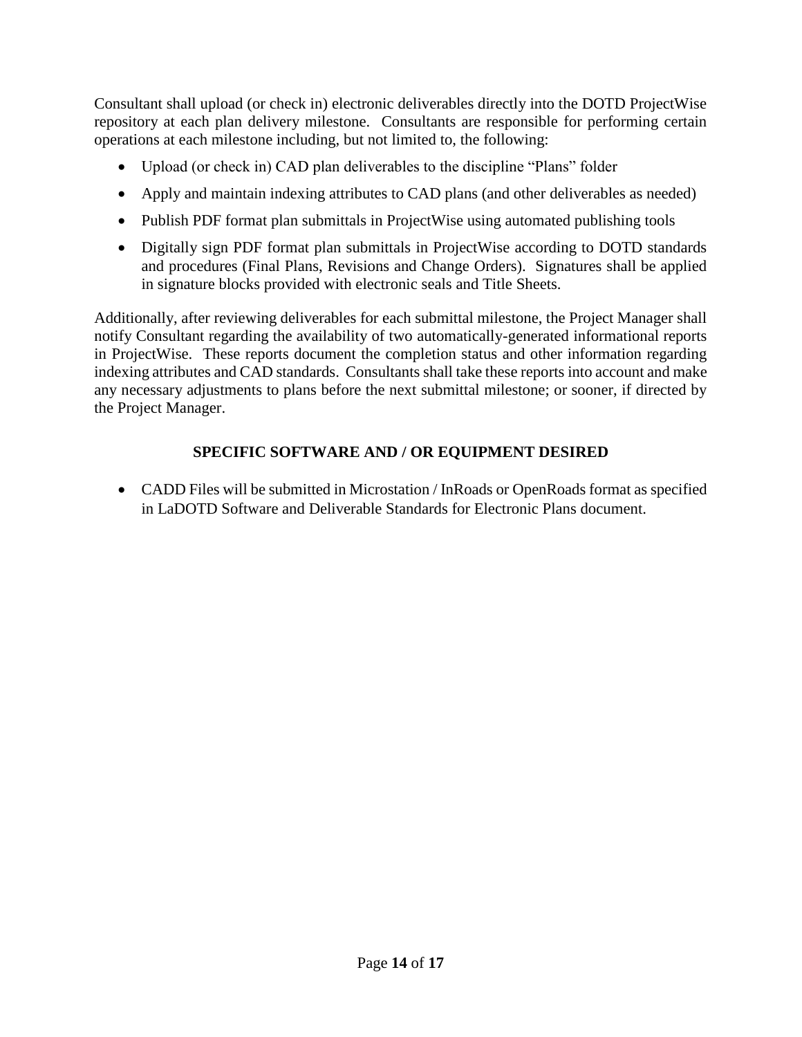Consultant shall upload (or check in) electronic deliverables directly into the DOTD ProjectWise repository at each plan delivery milestone. Consultants are responsible for performing certain operations at each milestone including, but not limited to, the following:

- Upload (or check in) CAD plan deliverables to the discipline "Plans" folder
- Apply and maintain indexing attributes to CAD plans (and other deliverables as needed)
- Publish PDF format plan submittals in ProjectWise using automated publishing tools
- Digitally sign PDF format plan submittals in ProjectWise according to DOTD standards and procedures (Final Plans, Revisions and Change Orders). Signatures shall be applied in signature blocks provided with electronic seals and Title Sheets.

Additionally, after reviewing deliverables for each submittal milestone, the Project Manager shall notify Consultant regarding the availability of two automatically-generated informational reports in ProjectWise. These reports document the completion status and other information regarding indexing attributes and CAD standards. Consultants shall take these reports into account and make any necessary adjustments to plans before the next submittal milestone; or sooner, if directed by the Project Manager.

## SPECIFIC SOFTWARE AND / OR EQUIPMENT DESIRED

- CADD Files will be submitted in Microstation / InRoads or OpenRoads format as specified in LaDOTD Software and Deliverable Standards for Electronic Plans document.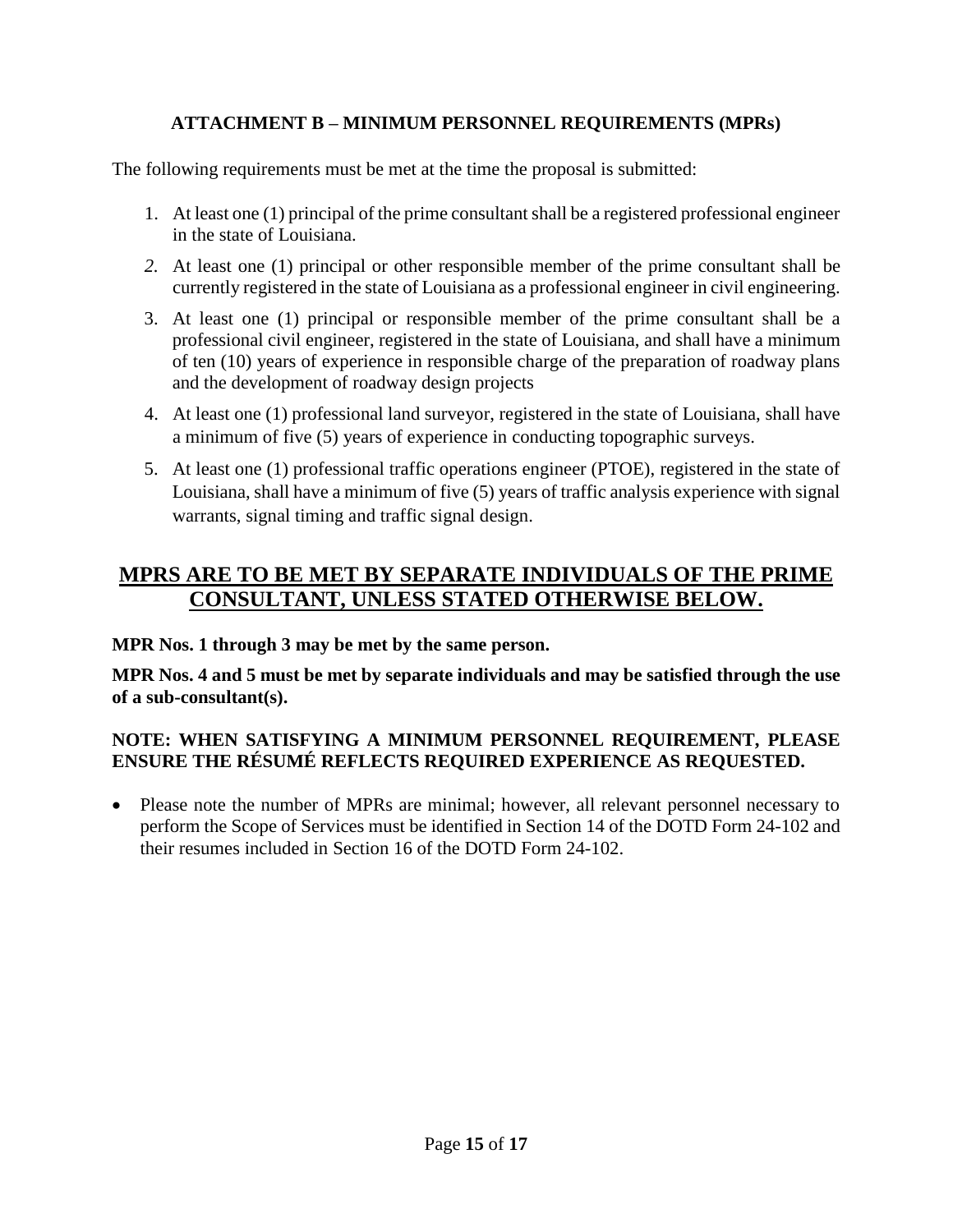## ATTACHMENT B – MINIMUM PERSONNEL REQUIREMENTS (MPRs)

The following requirements must be met at the time the proposal is submitted:

1. At least one (1) principal of the prime consultant shall be a registered professional engineer in the state of Louisiana.
2. At least one (1) principal or other responsible member of the prime consultant shall be currently registered in the state of Louisiana as a professional engineer in civil engineering.
3. At least one (1) principal or responsible member of the prime consultant shall be a professional civil engineer, registered in the state of Louisiana, and shall have a minimum of ten (10) years of experience in responsible charge of the preparation of roadway plans and the development of roadway design projects
4. At least one (1) professional land surveyor, registered in the state of Louisiana, shall have a minimum of five (5) years of experience in conducting topographic surveys.
5. At least one (1) professional traffic operations engineer (PTOE), registered in the state of Louisiana, shall have a minimum of five (5) years of traffic analysis experience with signal warrants, signal timing and traffic signal design.

## MPRS ARE TO BE MET BY SEPARATE INDIVIDUALS OF THE PRIME CONSULTANT, UNLESS STATED OTHERWISE BELOW.

**MPR Nos. 1 through 3 may be met by the same person.**

**MPR Nos. 4 and 5 must be met by separate individuals and may be satisfied through the use of a sub-consultant(s).**

**NOTE: WHEN SATISFYING A MINIMUM PERSONNEL REQUIREMENT, PLEASE ENSURE THE RÉSUMÉ REFLECTS REQUIRED EXPERIENCE AS REQUESTED.**

- Please note the number of MPRs are minimal; however, all relevant personnel necessary to perform the Scope of Services must be identified in Section 14 of the DOTD Form 24-102 and their resumes included in Section 16 of the DOTD Form 24-102.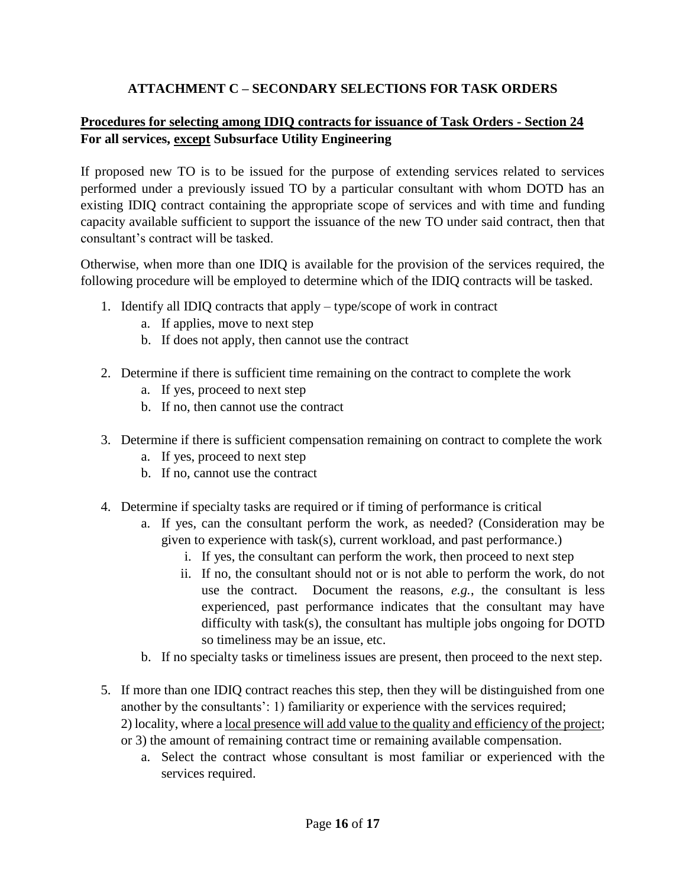## ATTACHMENT C – SECONDARY SELECTIONS FOR TASK ORDERS

**<u>Procedures for selecting among IDIQ contracts for issuance of Task Orders - Section 24</u>**
**For all services, <u>except</u> Subsurface Utility Engineering**

If proposed new TO is to be issued for the purpose of extending services related to services performed under a previously issued TO by a particular consultant with whom DOTD has an existing IDIQ contract containing the appropriate scope of services and with time and funding capacity available sufficient to support the issuance of the new TO under said contract, then that consultant's contract will be tasked.

Otherwise, when more than one IDIQ is available for the provision of the services required, the following procedure will be employed to determine which of the IDIQ contracts will be tasked.

1. Identify all IDIQ contracts that apply – type/scope of work in contract
   a. If applies, move to next step
   b. If does not apply, then cannot use the contract

2. Determine if there is sufficient time remaining on the contract to complete the work
   a. If yes, proceed to next step
   b. If no, then cannot use the contract

3. Determine if there is sufficient compensation remaining on contract to complete the work
   a. If yes, proceed to next step
   b. If no, cannot use the contract

4. Determine if specialty tasks are required or if timing of performance is critical
   a. If yes, can the consultant perform the work, as needed? (Consideration may be given to experience with task(s), current workload, and past performance.)
      i. If yes, the consultant can perform the work, then proceed to next step
      ii. If no, the consultant should not or is not able to perform the work, do not use the contract. Document the reasons, *e.g.*, the consultant is less experienced, past performance indicates that the consultant may have difficulty with task(s), the consultant has multiple jobs ongoing for DOTD so timeliness may be an issue, etc.
   b. If no specialty tasks or timeliness issues are present, then proceed to the next step.

5. If more than one IDIQ contract reaches this step, then they will be distinguished from one another by the consultants': 1) familiarity or experience with the services required; 2) locality, where a <u>local presence will add value to the quality and efficiency of the project</u>; or 3) the amount of remaining contract time or remaining available compensation.
   a. Select the contract whose consultant is most familiar or experienced with the services required.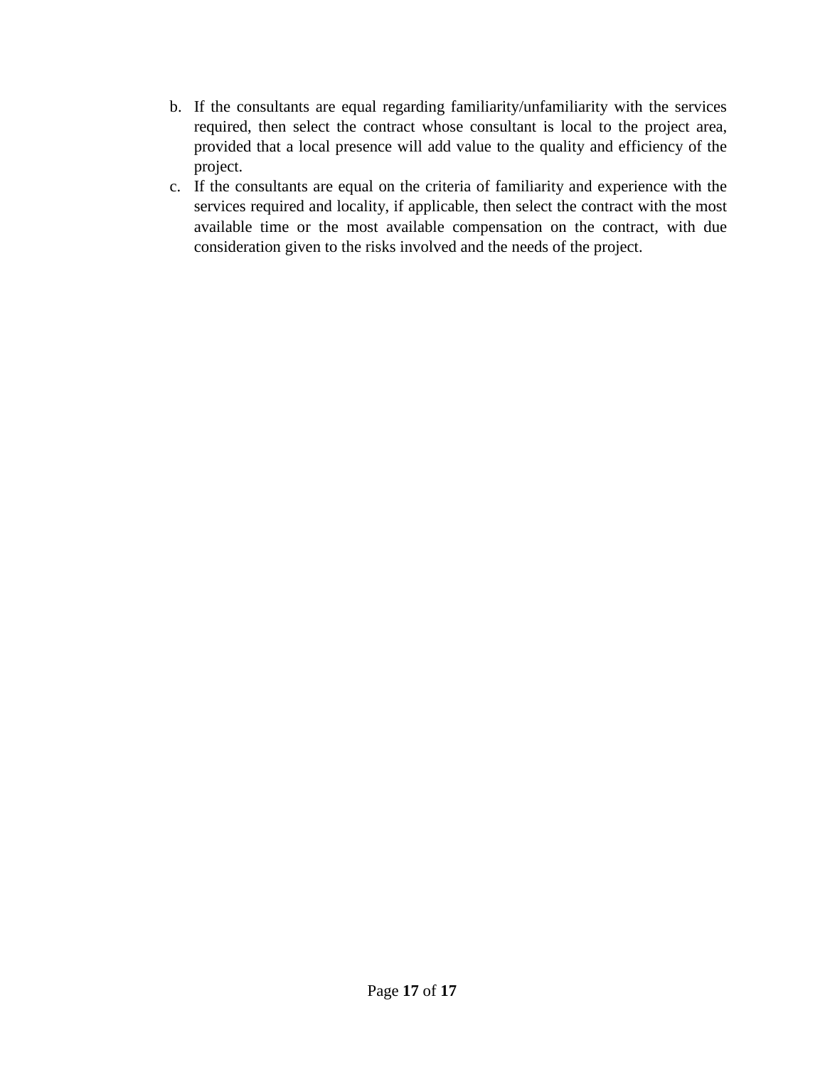b. If the consultants are equal regarding familiarity/unfamiliarity with the services required, then select the contract whose consultant is local to the project area, provided that a local presence will add value to the quality and efficiency of the project.
c. If the consultants are equal on the criteria of familiarity and experience with the services required and locality, if applicable, then select the contract with the most available time or the most available compensation on the contract, with due consideration given to the risks involved and the needs of the project.